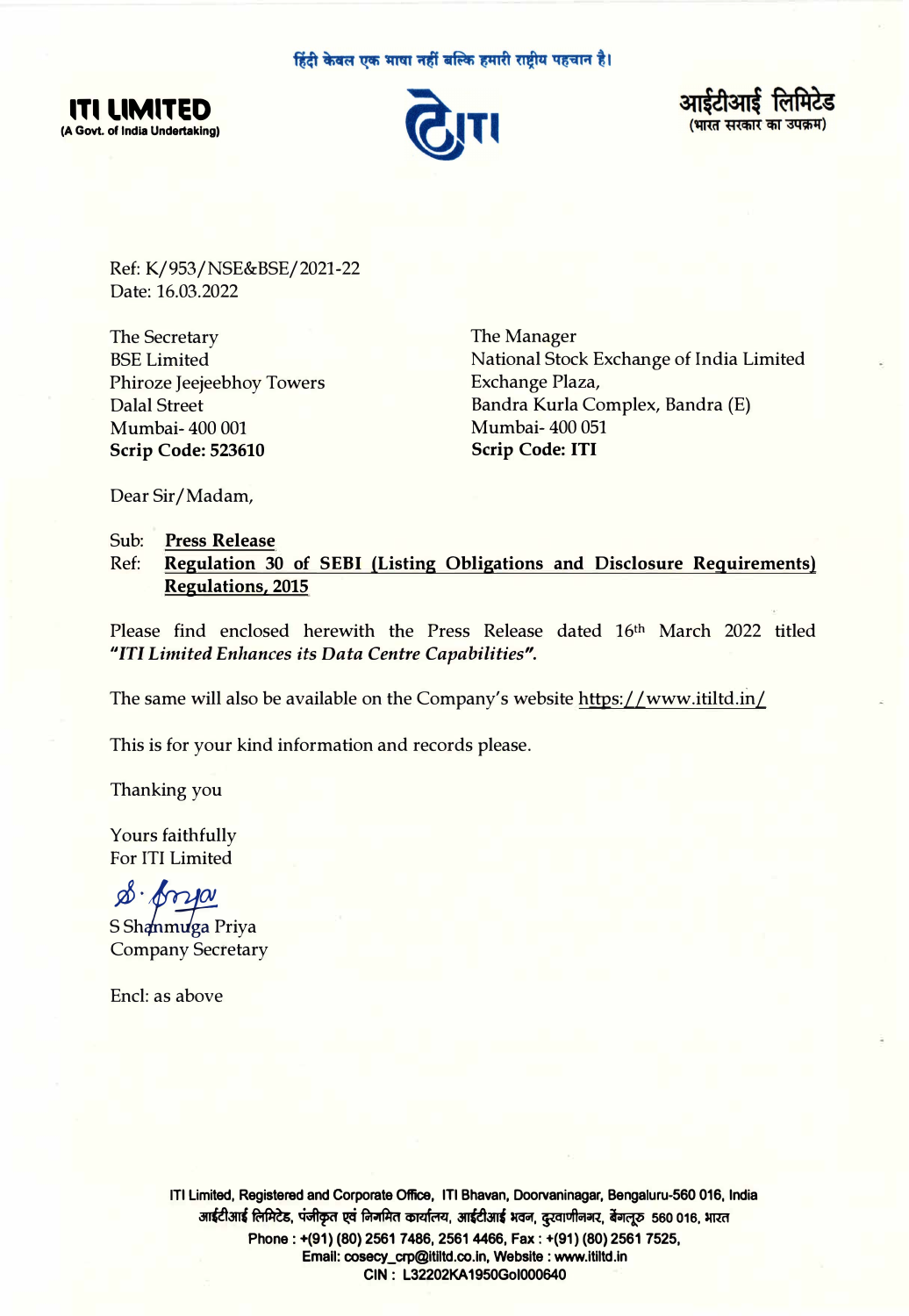हिंदी केवल एक भाषा नहीं बल्कि हमारी राष्ट्रीय पहचान है।

**ITI LIMITED**
**(A Govt. of India Undertaking)**

**आईटीआई लिमिटेड**
**(भारत सरकार का उपक्रम)**

Ref: K/953/NSE&BSE/2021-22
Date: 16.03.2022

The Secretary
BSE Limited
Phiroze Jeejeebhoy Towers
Dalal Street
Mumbai- 400 001
**Scrip Code: 523610**

The Manager
National Stock Exchange of India Limited
Exchange Plaza,
Bandra Kurla Complex, Bandra (E)
Mumbai- 400 051
**Scrip Code: ITI**

Dear Sir/Madam,

Sub: **Press Release**
Ref: **Regulation 30 of SEBI (Listing Obligations and Disclosure Requirements) Regulations, 2015**

Please find enclosed herewith the Press Release dated 16th March 2022 titled ***"ITI Limited Enhances its Data Centre Capabilities".***

The same will also be available on the Company's website https://www.itiltd.in/

This is for your kind information and records please.

Thanking you

Yours faithfully
For ITI Limited

S Shanmuga Priya
Company Secretary

Encl: as above

ITI Limited, Registered and Corporate Office, ITI Bhavan, Doorvaninagar, Bengaluru-560 016, India
आईटीआई लिमिटेड, पंजीकृत एवं निगमित कार्यालय, आईटीआई भवन, दूरवाणीनगर, बेंगलूरु 560 016, भारत
Phone : +(91) (80) 2561 7486, 2561 4466, Fax : +(91) (80) 2561 7525,
Email: cosecy_crp@itiltd.co.in, Website : www.itiltd.in
CIN : L32202KA1950GoI000640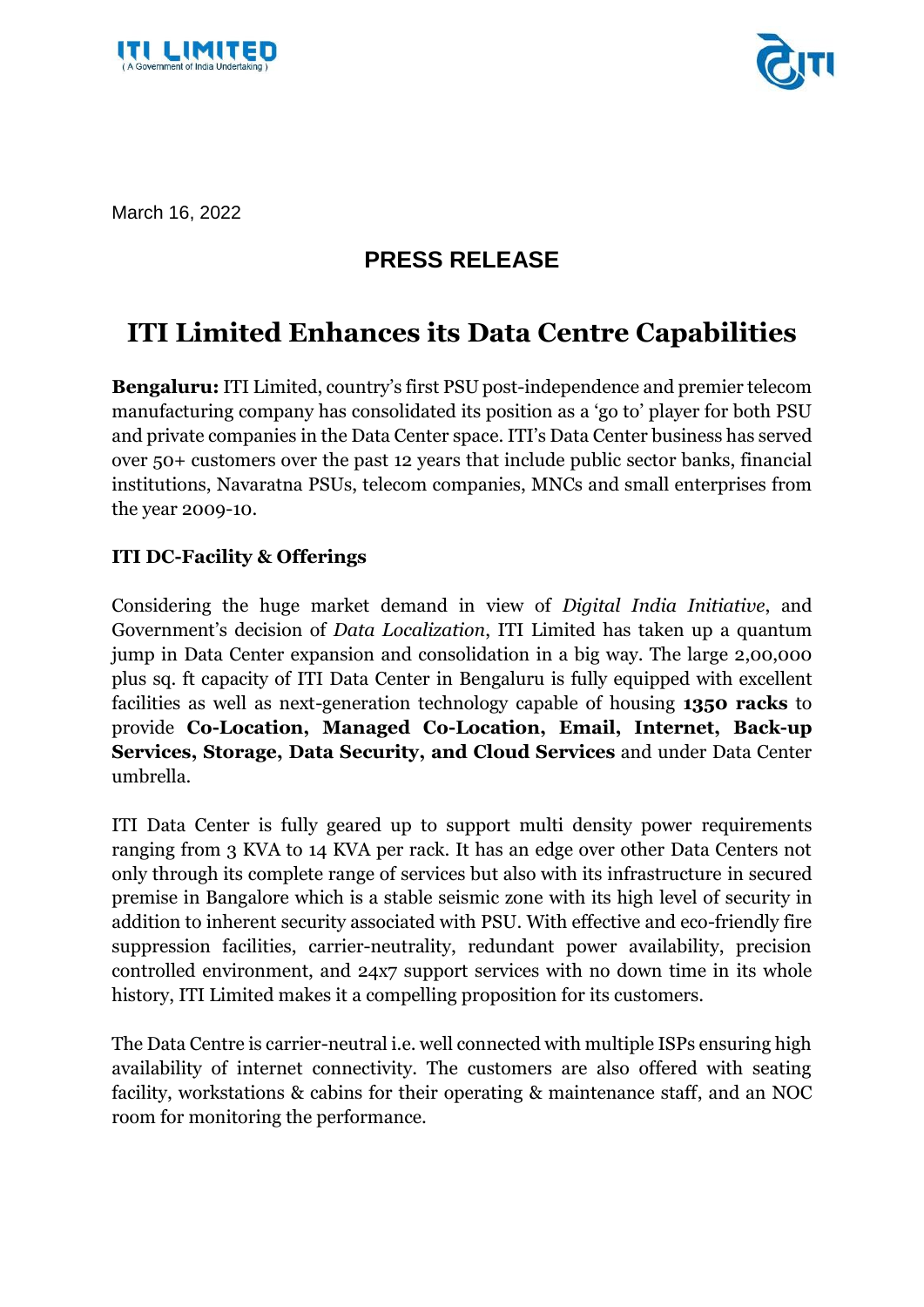March 16, 2022

## PRESS RELEASE

# ITI Limited Enhances its Data Centre Capabilities

**Bengaluru:** ITI Limited, country's first PSU post-independence and premier telecom manufacturing company has consolidated its position as a 'go to' player for both PSU and private companies in the Data Center space. ITI's Data Center business has served over 50+ customers over the past 12 years that include public sector banks, financial institutions, Navaratna PSUs, telecom companies, MNCs and small enterprises from the year 2009-10.

### ITI DC-Facility & Offerings

Considering the huge market demand in view of *Digital India Initiative*, and Government's decision of *Data Localization*, ITI Limited has taken up a quantum jump in Data Center expansion and consolidation in a big way. The large 2,00,000 plus sq. ft capacity of ITI Data Center in Bengaluru is fully equipped with excellent facilities as well as next-generation technology capable of housing **1350 racks** to provide **Co-Location, Managed Co-Location, Email, Internet, Back-up Services, Storage, Data Security, and Cloud Services** and under Data Center umbrella.

ITI Data Center is fully geared up to support multi density power requirements ranging from 3 KVA to 14 KVA per rack. It has an edge over other Data Centers not only through its complete range of services but also with its infrastructure in secured premise in Bangalore which is a stable seismic zone with its high level of security in addition to inherent security associated with PSU. With effective and eco-friendly fire suppression facilities, carrier-neutrality, redundant power availability, precision controlled environment, and 24x7 support services with no down time in its whole history, ITI Limited makes it a compelling proposition for its customers.

The Data Centre is carrier-neutral i.e. well connected with multiple ISPs ensuring high availability of internet connectivity. The customers are also offered with seating facility, workstations & cabins for their operating & maintenance staff, and an NOC room for monitoring the performance.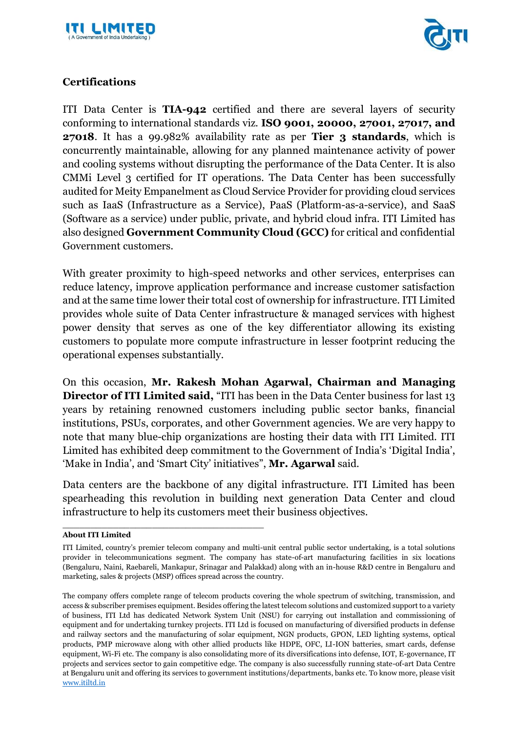## Certifications

ITI Data Center is **TIA-942** certified and there are several layers of security conforming to international standards viz. **ISO 9001, 20000, 27001, 27017, and 27018**. It has a 99.982% availability rate as per **Tier 3 standards**, which is concurrently maintainable, allowing for any planned maintenance activity of power and cooling systems without disrupting the performance of the Data Center. It is also CMMi Level 3 certified for IT operations. The Data Center has been successfully audited for Meity Empanelment as Cloud Service Provider for providing cloud services such as IaaS (Infrastructure as a Service), PaaS (Platform-as-a-service), and SaaS (Software as a service) under public, private, and hybrid cloud infra. ITI Limited has also designed **Government Community Cloud (GCC)** for critical and confidential Government customers.

With greater proximity to high-speed networks and other services, enterprises can reduce latency, improve application performance and increase customer satisfaction and at the same time lower their total cost of ownership for infrastructure. ITI Limited provides whole suite of Data Center infrastructure & managed services with highest power density that serves as one of the key differentiator allowing its existing customers to populate more compute infrastructure in lesser footprint reducing the operational expenses substantially.

On this occasion, **Mr. Rakesh Mohan Agarwal, Chairman and Managing Director of ITI Limited said,** "ITI has been in the Data Center business for last 13 years by retaining renowned customers including public sector banks, financial institutions, PSUs, corporates, and other Government agencies. We are very happy to note that many blue-chip organizations are hosting their data with ITI Limited. ITI Limited has exhibited deep commitment to the Government of India's 'Digital India', 'Make in India', and 'Smart City' initiatives", **Mr. Agarwal** said.

Data centers are the backbone of any digital infrastructure. ITI Limited has been spearheading this revolution in building next generation Data Center and cloud infrastructure to help its customers meet their business objectives.

---

**About ITI Limited**

ITI Limited, country's premier telecom company and multi-unit central public sector undertaking, is a total solutions provider in telecommunications segment. The company has state-of-art manufacturing facilities in six locations (Bengaluru, Naini, Raebareli, Mankapur, Srinagar and Palakkad) along with an in-house R&D centre in Bengaluru and marketing, sales & projects (MSP) offices spread across the country.

The company offers complete range of telecom products covering the whole spectrum of switching, transmission, and access & subscriber premises equipment. Besides offering the latest telecom solutions and customized support to a variety of business, ITI Ltd has dedicated Network System Unit (NSU) for carrying out installation and commissioning of equipment and for undertaking turnkey projects. ITI Ltd is focused on manufacturing of diversified products in defense and railway sectors and the manufacturing of solar equipment, NGN products, GPON, LED lighting systems, optical products, PMP microwave along with other allied products like HDPE, OFC, LI-ION batteries, smart cards, defense equipment, Wi-Fi etc. The company is also consolidating more of its diversifications into defense, IOT, E-governance, IT projects and services sector to gain competitive edge. The company is also successfully running state-of-art Data Centre at Bengaluru unit and offering its services to government institutions/departments, banks etc. To know more, please visit www.itiltd.in